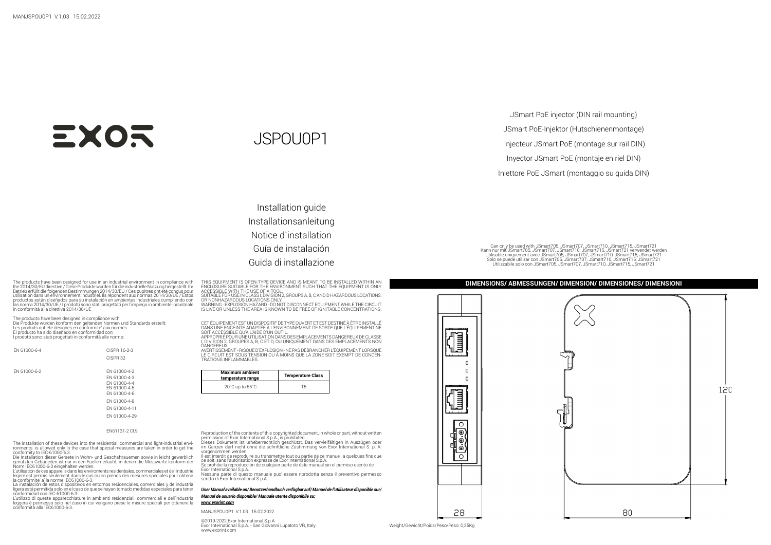EXOR

# JSPOU0P1

JSmart PoE injector (DIN rail mounting)

JSmart PoE-Injektor (Hutschienenmontage)

Injecteur JSmart PoE (montage sur rail DIN)

Inyector JSmart PoE (montaje en riel DIN)

Iniettore PoE JSmart (montaggio su guida DIN)

Installation guide
Installationsanleitung
Notice d`installation
Guía de instalación
Guida di installazione

Can only be used with JSmart705, JSmart707, JSmart710, JSmart715, JSmart721
Kann nur mit JSmart705, JSmart707, JSmart710, JSmart715, JSmart721 verwendet werden
Utilisable uniquement avec JSmart705, JSmart707, JSmart710, JSmart715, JSmart721
Solo se puede utilizar con JSmart705, JSmart707, JSmart710, JSmart715, JSmart721
Utilizzabile solo con JSmart705, JSmart707, JSmart710, JSmart715, JSmart721

The products have been designed for use in an industrial environment in compliance with the 2014/30/EU directive / Diese Produkte wurden für die industrielle Nutzung hergestellt. Ihr Betrieb erfüllt die folgenden Bestimmungen 2014/30/EU / Ces pupitres ont été conçus pour utilisation dans un environnement industriel. Ils répondent aux normas 2014/30/UE / Estos productos están diseñados para su instalación en ambientes industriales cumpliendo con las norma 2014/30/UE / I prodotti sono stati progettati per l'impiego in ambiente industriale in conformità alla direttiva 2014/30/UE

The products have been designed in compliance with:
Die Produkte wurden konform den geltenden Normen und Standards erstellt:
Les produits ont ete designes en conformite' aux normes:
El producto ha sido diseñado en conformidad con:
I prodotti sono stati progettati in conformità alle norme:

| | |
|---|---|
| EN 61000-6-4 | CISPR 16-2-3 |
| | CISPR 32 |
| EN 61000-6-2 | EN 61000-4-2 |
| | EN 61000-4-3 |
| | EN 61000-4-4 |
| | EN 61000-4-5 |
| | EN 61000-4-6 |
| | EN 61000-4-8 |
| | EN 61000-4-11 |
| | EN 61000-4-29 |
| | EN61131-2 Cl.9 |

The installation of these devices into the residential, commercial and light-industrial environments is allowed only in the case that special measures are taken in order to get the conformity to IEC-61000-6.3.
Die Installation dieser Geraete in Wohn- und Geschaftrauemen sowie in leicht gewerblich genutzten Gebaeuden ist nur in den Faellen erlaubt, in denen die Messwerte konform der Norm IEC61000-6-3 eingehalten werden.
L'utilisation de ces appareils dans les enviroments residentiales, commerciales et de l'industrie legere est permis seulement dans le cas ou on prends des mesures speciales pour obtenir la conformite' a' la norme IEC61000-6-3.
La instalación de estos dispositivos en entornos residenciales, comerciales y de industria ligera está permitida solo en el caso de que se hayan tomado medidas especiales para tener conformidad con IEC-61000-6.3
L'utilizzo di queste apparecchiature in ambienti residenziali, commerciali e dell'industria leggera è permesso solo nel caso in cui vengano prese le misure speciali per ottenere la conformità alla IEC61000-6-3.

THIS EQUIPMENT IS OPEN-TYPE DEVICE AND IS MEANT TO BE INSTALLED WITHIN AN ENCLOSURE SUITABLE FOR THE ENVIRONMENT SUCH THAT THE EQUIPMENT IS ONLY ACCESSIBLE WITH THE USE OF A TOOL.
SUITABLE FOR USE IN CLASS I, DIVISION 2, GROUPS A, B, C AND D HAZARDOUS LOCATIONS, OR NONHAZARDOUS LOCATIONS ONLY.
WARNING - EXPLOSION HAZARD - DO NOT DISCONNECT EQUIPMENT WHILE THE CIRCUIT IS LIVE OR UNLESS THE AREA IS KNOWN TO BE FREE OF IGNITABLE CONCENTRATIONS.

CET ÉQUIPEMENT EST UN DISPOSITIF DE TYPE OUVERT ET EST DESTINÉ À ÊTRE INSTALLÉ DANS UNE ENCEINTE ADAPTÉE À L'ENVIRONNEMENT DE SORTE QUE L'ÉQUIPEMENT NE SOIT ACCESSIBLE QU'À L'AIDE D'UN OUTIL.
APPROPRIÉ POUR UNE UTILISATION DANS DES EMPLACEMENTS DANGEREUX DE CLASSE I, DIVISION 2, GROUPES A, B, C ET D, OU UNIQUEMENT DANS DES EMPLACEMENTS NON DANGEREUX.
AVERTISSEMENT - RISQUE D'EXPLOSION - NE PAS DÉBRANCHER L'ÉQUIPEMENT LORSQUE LE CIRCUIT EST SOUS TENSION OU À MOINS QUE LA ZONE SOIT EXEMPT DE CONCENTRATIONS INFLAMMABLES.

| Maximum ambient temperature range | Temperature Class |
|---|---|
| -20°C up to 55°C | T5 |

Reproduction of the contents of this copyrighted document, in whole or part, without written permission of Exor International S.p.A., is prohibited.
Dieses Dokument ist urheberrechtlich geschützt. Das vervielfältigen in Auszügen oder im Ganzen darf nicht ohne die schriftliche Zustimmung von Exor International S. p. A. vorgenommen werden.
Il est interdit de reproduire ou transmettre tout ou partie de ce manuel, a quelques fins que ce soit, sans l'autorisation expresse de Exor International S.p.A.
Se prohibe la reproducción de cualquier parte de éste manual sin el permiso escrito de Exor International S.p.A.
Nessuna parte di questo manuale puo' essere riprodotta senza il preventivo permesso scritto di Exor International S.p.A.

***User Manual available on/ Benutzerhandbuch verfügbar auf/ Manuel de l'utilisateur disponible sur/ Manual de usuario disponible/ Manuale utente disponibile su:***
***www.exorint.com***

MANJSPOU0P1 V.1.03 15.02.2022

©2019-2022 Exor International S.p.A
Exor International S.p.A. - San Giovanni Lupatoto VR, Italy
www.exorint.com

## DIMENSIONS/ ABMESSUNGEN/ DIMENSION/ DIMENSIONES/ DIMENSIONI

28

80

120

Weight/Gewicht/Poids/Peso/Peso: 0,35Kg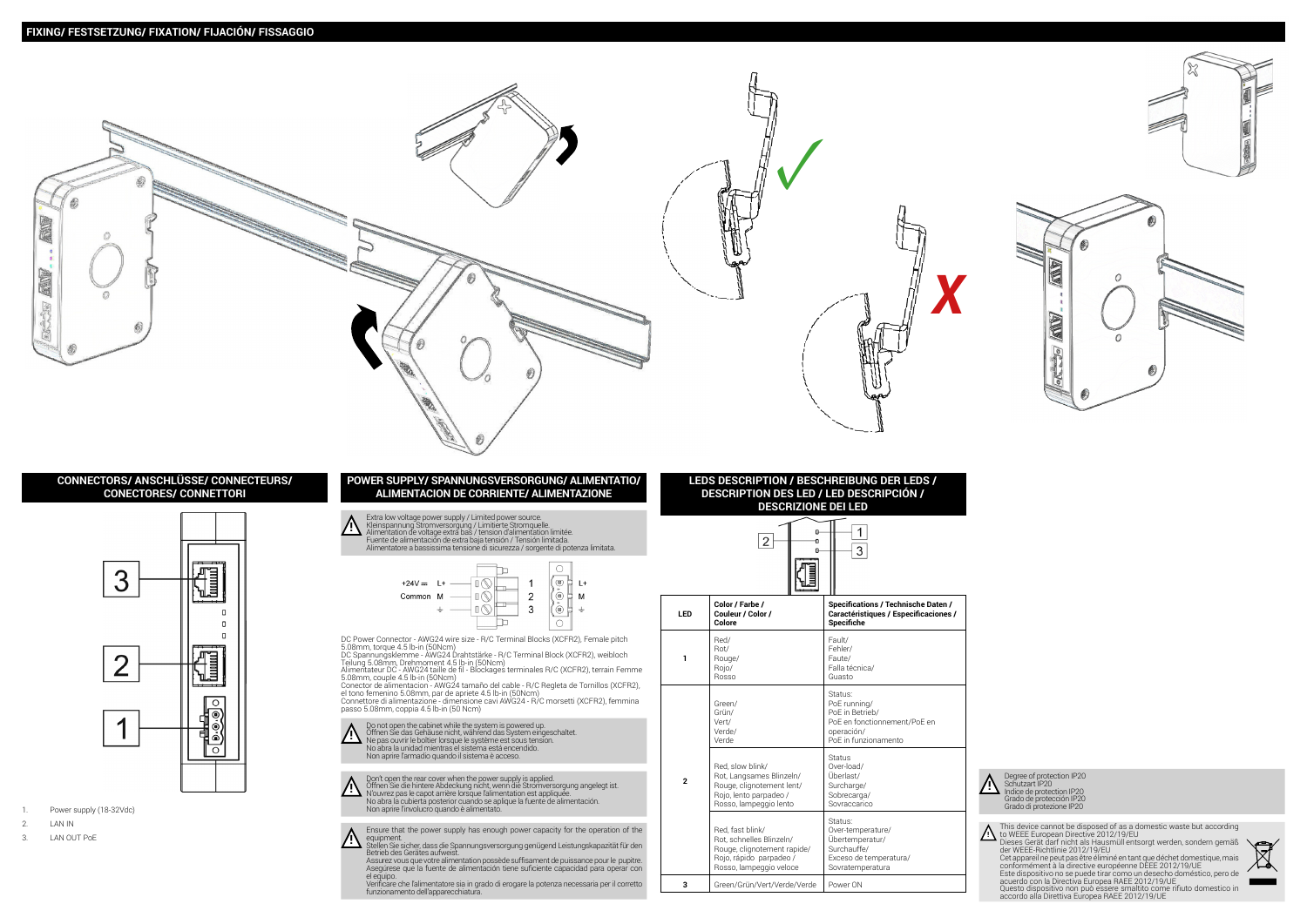## FIXING/ FESTSETZUNG/ FIXATION/ FIJACIÓN/ FISSAGGIO

## CONNECTORS/ ANSCHLÜSSE/ CONNECTEURS/ CONECTORES/ CONNETTORI

3
2
1

1. Power supply (18-32Vdc)
2. LAN IN
3. LAN OUT PoE

## POWER SUPPLY/ SPANNUNGSVERSORGUNG/ ALIMENTATIO/ ALIMENTACION DE CORRIENTE/ ALIMENTAZIONE

Extra low voltage power supply / Limited power source.
Kleinspannung Stromversorgung / Limitierte Stromquelle.
Alimentation de voltage extra bas / tension d'alimentation limitée.
Fuente de alimentación de extra baja tensión / Tensión limitada.
Alimentatore a bassissima tensione di sicurezza / sorgente di potenza limitata.

+24V ═ L+
Common M
⏚
1 2 3
L+ M ⏚

DC Power Connector - AWG24 wire size - R/C Terminal Blocks (XCFR2), Female pitch 5.08mm, torque 4.5 lb-in (50Ncm)
DC Spannungsklemme - AWG24 Drahtstärke - R/C Terminal Block (XCFR2), weibloch Teilung 5.08mm, Drehmoment 4.5 lb-in (50Ncm)
Alimentateur DC - AWG24 taille de fil - Blockages terminales R/C (XCFR2), terrain Femme 5.08mm, couple 4.5 lb-in (50Ncm)
Conector de alimentacion - AWG24 tamaño del cable - R/C Regleta de Tornillos (XCFR2), el tono femenino 5.08mm, par de apriete 4.5 lb-in (50Ncm)
Connettore di alimentazione - dimensione cavi AWG24 - R/C morsetti (XCFR2), femmina passo 5.08mm, coppia 4.5 lb-in (50 Ncm)

Do not open the cabinet while the system is powered up.
Öffnen Sie das Gehäuse nicht, während das System eingeschaltet.
Ne pas ouvrir le boîtier lorsque le système est sous tension.
No abra la unidad mientras el sistema está encendido.
Non aprire l'armadio quando il sistema è acceso.

Don't open the rear cover when the power supply is applied.
Öffnen Sie die hintere Abdeckung nicht, wenn die Stromversorgung angelegt ist.
N'ouvrez pas le capot arrière lorsque l'alimentation est appliquée.
No abra la cubierta posterior cuando se aplique la fuente de alimentación.
Non aprire l'involucro quando è alimentato.

Ensure that the power supply has enough power capacity for the operation of the equipment.
Stellen Sie sicher, dass die Spannungsversorgung genügend Leistungskapazität für den Betrieb des Gerätes aufweist.
Assurez vous que votre alimentation possède suffisamment de puissance pour le pupitre.
Asegúrese que la fuente de alimentación tiene suficiente capacidad para operar con el equipo.
Verificare che l'alimentatore sia in grado di erogare la potenza necessaria per il corretto funzionamento dell'apparecchiatura.

## LEDS DESCRIPTION / BESCHREIBUNG DER LEDS / DESCRIPTION DES LED / LED DESCRIPCIÓN / DESCRIZIONE DEI LED

2 1 3

| LED | Color / Farbe / Couleur / Color / Colore | Specifications / Technische Daten / Caractéristiques / Especificaciones / Specifiche |
|---|---|---|
| 1 | Red/ Rot/ Rouge/ Rojo/ Rosso | Fault/ Fehler/ Faute/ Falla técnica/ Guasto |
| 2 | Green/ Grün/ Vert/ Verde/ Verde | Status: PoE running/ PoE in Betrieb/ PoE en fonctionnement/PoE en operación/ PoE in funzionamento |
| | Red, slow blink/ Rot, Langsames Blinzeln/ Rouge, clignotement lent/ Rojo, lento parpadeo / Rosso, lampeggio lento | Status Over-load/ Überlast/ Surcharge/ Sobrecarga/ Sovraccarico |
| | Red, fast blink/ Rot, schnelles Blinzeln/ Rouge, clignotement rapide/ Rojo, rápido parpadeo / Rosso, lampeggio veloce | Status: Over-temperature/ Übertemperatur/ Surchauffe/ Exceso de temperatura/ Sovratemperatura |
| 3 | Green/Grün/Vert/Verde/Verde | Power ON |

Degree of protection IP20
Schutzart IP20
Indice de protection IP20
Grado de protección IP20
Grado di protezione IP20

This device cannot be disposed of as a domestic waste but according to WEEE European Directive 2012/19/EU
Dieses Gerät darf nicht als Hausmüll entsorgt werden, sondern gemäß der WEEE-Richtlinie 2012/19/EU
Cet appareil ne peut pas être éliminé en tant que déchet domestique, mais conformément à la directive européenne DEEE 2012/19/UE
Este dispositivo no se puede tirar como un desecho doméstico, pero de acuerdo con la Directiva Europea RAEE 2012/19/UE
Questo dispositivo non può essere smaltito come rifiuto domestico in accordo alla Direttiva Europea RAEE 2012/19/UE